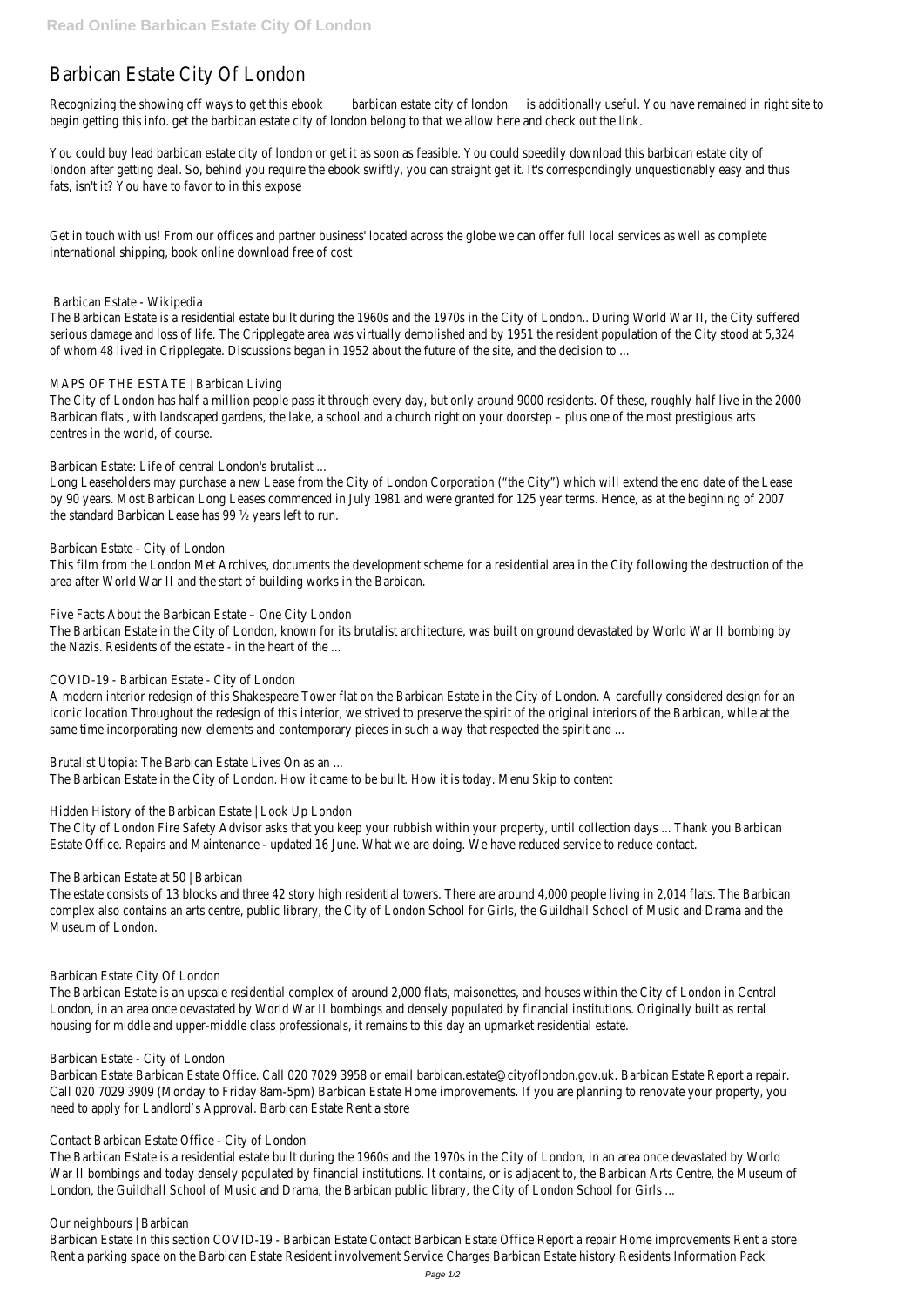# Barbican Estate City Of London

Recognizing the showing off ways to get this ebook barbican estate city of london is additionally useful. You have remained in right site to begin getting this info. get the barbican estate city of london belong to that we allow here and check out the link.

You could buy lead barbican estate city of london or get it as soon as feasible. You could speedily download this barbican estate city of london after getting deal. So, behind you require the ebook swiftly, you can straight get it. It's correspondingly unquestionably easy and thus fats, isn't it? You have to favor to in this expose

Get in touch with us! From our offices and partner business' located across the globe we can offer full local services as well as complete international shipping, book online download free of cost

## Barbican Estate - Wikipedia

The Barbican Estate is a residential estate built during the 1960s and the 1970s in the City of London.. During World War II, the City suffered serious damage and loss of life. The Cripplegate area was virtually demolished and by 1951 the resident population of the City stood at 5,324 of whom 48 lived in Cripplegate. Discussions began in 1952 about the future of the site, and the decision to ...

## MAPS OF THE ESTATE | Barbican Living

The City of London has half a million people pass it through every day, but only around 9000 residents. Of these, roughly half live in the 2000 Barbican flats , with landscaped gardens, the lake, a school and a church right on your doorstep – plus one of the most prestigious arts centres in the world, of course.

## Barbican Estate: Life of central London's brutalist ...

Long Leaseholders may purchase a new Lease from the City of London Corporation ("the City") which will extend the end date of the Lease by 90 years. Most Barbican Long Leases commenced in July 1981 and were granted for 125 year terms. Hence, as at the beginning of 2007 the standard Barbican Lease has 99 ½ years left to run.

## Barbican Estate - City of London

This film from the London Met Archives, documents the development scheme for a residential area in the City following the destruction of the area after World War II and the start of building works in the Barbican.

## Five Facts About the Barbican Estate – One City London

The Barbican Estate in the City of London, known for its brutalist architecture, was built on ground devastated by World War II bombing by the Nazis. Residents of the estate - in the heart of the ...

## COVID-19 - Barbican Estate - City of London

A modern interior redesign of this Shakespeare Tower flat on the Barbican Estate in the City of London. A carefully considered design for an iconic location Throughout the redesign of this interior, we strived to preserve the spirit of the original interiors of the Barbican, while at the same time incorporating new elements and contemporary pieces in such a way that respected the spirit and ...

## Brutalist Utopia: The Barbican Estate Lives On as an ...

The Barbican Estate in the City of London. How it came to be built. How it is today. Menu Skip to content

## Hidden History of the Barbican Estate | Look Up London

The City of London Fire Safety Advisor asks that you keep your rubbish within your property, until collection days ... Thank you Barbican Estate Office. Repairs and Maintenance - updated 16 June. What we are doing. We have reduced service to reduce contact.

## The Barbican Estate at 50 | Barbican

The estate consists of 13 blocks and three 42 story high residential towers. There are around 4,000 people living in 2,014 flats. The Barbican complex also contains an arts centre, public library, the City of London School for Girls, the Guildhall School of Music and Drama and the Museum of London.

## Barbican Estate City Of London

The Barbican Estate is an upscale residential complex of around 2,000 flats, maisonettes, and houses within the City of London in Central London, in an area once devastated by World War II bombings and densely populated by financial institutions. Originally built as rental housing for middle and upper-middle class professionals, it remains to this day an upmarket residential estate.

## Barbican Estate - City of London

Barbican Estate Barbican Estate Office. Call 020 7029 3958 or email barbican.estate@cityoflondon.gov.uk. Barbican Estate Report a repair. Call 020 7029 3909 (Monday to Friday 8am-5pm) Barbican Estate Home improvements. If you are planning to renovate your property, you need to apply for Landlord's Approval. Barbican Estate Rent a store

## Contact Barbican Estate Office - City of London

The Barbican Estate is a residential estate built during the 1960s and the 1970s in the City of London, in an area once devastated by World War II bombings and today densely populated by financial institutions. It contains, or is adjacent to, the Barbican Arts Centre, the Museum of London, the Guildhall School of Music and Drama, the Barbican public library, the City of London School for Girls ...

## Our neighbours | Barbican

Barbican Estate In this section COVID-19 - Barbican Estate Contact Barbican Estate Office Report a repair Home improvements Rent a store Rent a parking space on the Barbican Estate Resident involvement Service Charges Barbican Estate history Residents Information Pack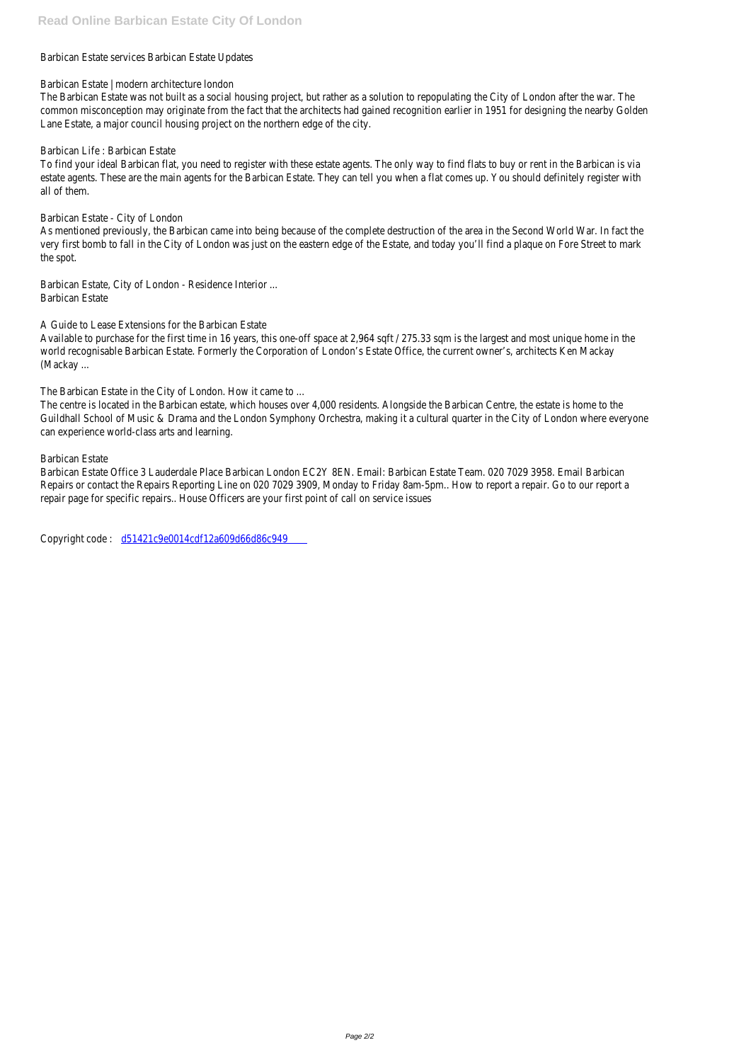Barbican Estate services Barbican Estate Updates

Barbican Estate | modern architecture london

The Barbican Estate was not built as a social housing project, but rather as a solution to repopulating the City of London after the war. The common misconception may originate from the fact that the architects had gained recognition earlier in 1951 for designing the nearby Golden Lane Estate, a major council housing project on the northern edge of the city.

Barbican Life : Barbican Estate

To find your ideal Barbican flat, you need to register with these estate agents. The only way to find flats to buy or rent in the Barbican is via estate agents. These are the main agents for the Barbican Estate. They can tell you when a flat comes up. You should definitely register with all of them.

Barbican Estate - City of London

As mentioned previously, the Barbican came into being because of the complete destruction of the area in the Second World War. In fact the very first bomb to fall in the City of London was just on the eastern edge of the Estate, and today you'll find a plaque on Fore Street to mark the spot.

Barbican Estate, City of London - Residence Interior ...
Barbican Estate

A Guide to Lease Extensions for the Barbican Estate

Available to purchase for the first time in 16 years, this one-off space at 2,964 sqft / 275.33 sqm is the largest and most unique home in the world recognisable Barbican Estate. Formerly the Corporation of London's Estate Office, the current owner's, architects Ken Mackay (Mackay ...

The Barbican Estate in the City of London. How it came to ...

The centre is located in the Barbican estate, which houses over 4,000 residents. Alongside the Barbican Centre, the estate is home to the Guildhall School of Music & Drama and the London Symphony Orchestra, making it a cultural quarter in the City of London where everyone can experience world-class arts and learning.

Barbican Estate

Barbican Estate Office 3 Lauderdale Place Barbican London EC2Y 8EN. Email: Barbican Estate Team. 020 7029 3958. Email Barbican Repairs or contact the Repairs Reporting Line on 020 7029 3909, Monday to Friday 8am-5pm.. How to report a repair. Go to our report a repair page for specific repairs.. House Officers are your first point of call on service issues

Copyright code : d51421c9e0014cdf12a609d66d86c949